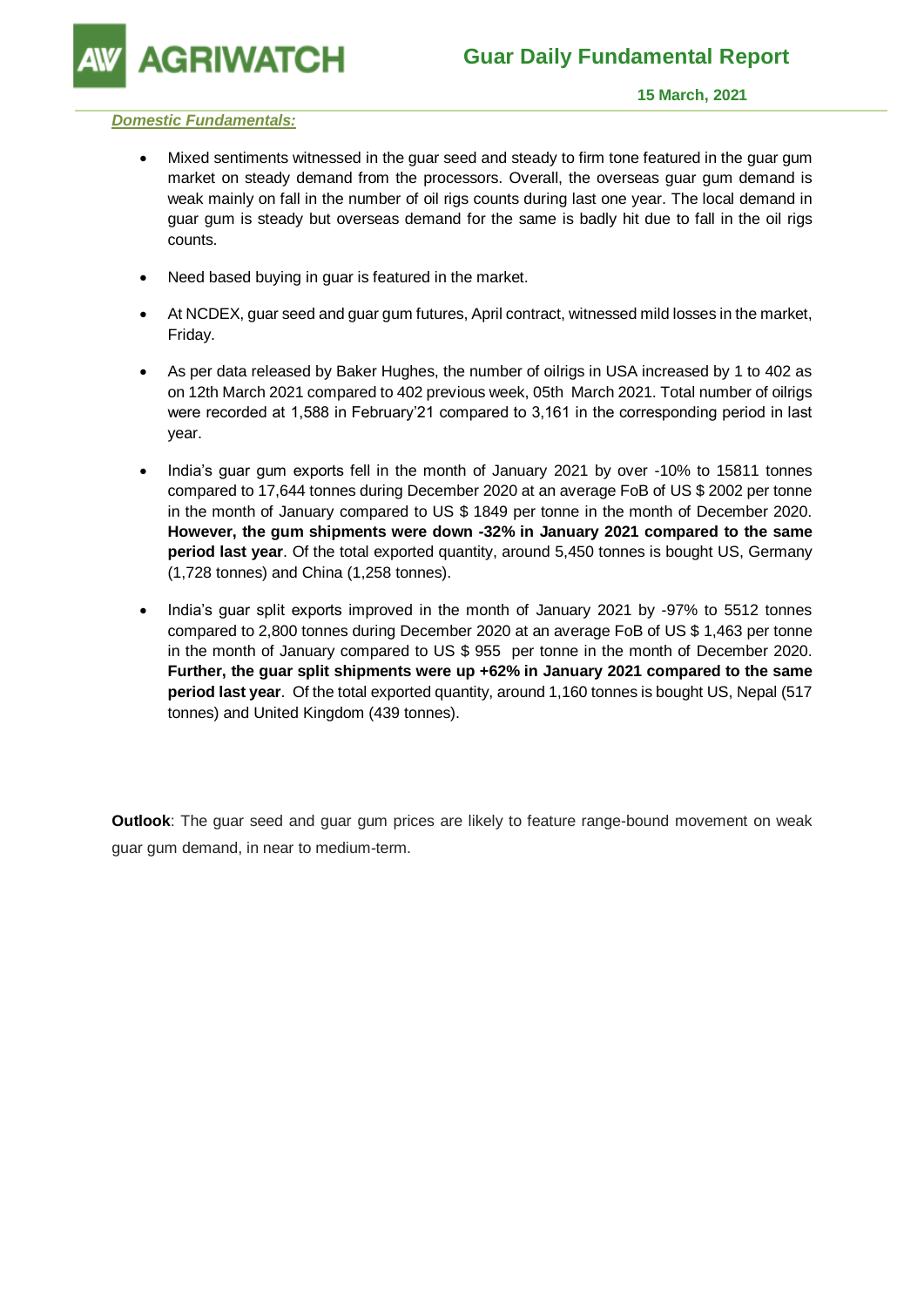# Guar Daily Fundamental Report

**15 March, 2021**

***Domestic Fundamentals:***

- Mixed sentiments witnessed in the guar seed and steady to firm tone featured in the guar gum market on steady demand from the processors. Overall, the overseas guar gum demand is weak mainly on fall in the number of oil rigs counts during last one year. The local demand in guar gum is steady but overseas demand for the same is badly hit due to fall in the oil rigs counts.

- Need based buying in guar is featured in the market.

- At NCDEX, guar seed and guar gum futures, April contract, witnessed mild losses in the market, Friday.

- As per data released by Baker Hughes, the number of oilrigs in USA increased by 1 to 402 as on 12th March 2021 compared to 402 previous week, 05th March 2021. Total number of oilrigs were recorded at 1,588 in February'21 compared to 3,161 in the corresponding period in last year.

- India's guar gum exports fell in the month of January 2021 by over -10% to 15811 tonnes compared to 17,644 tonnes during December 2020 at an average FoB of US $ 2002 per tonne in the month of January compared to US $ 1849 per tonne in the month of December 2020. **However, the gum shipments were down -32% in January 2021 compared to the same period last year**. Of the total exported quantity, around 5,450 tonnes is bought US, Germany (1,728 tonnes) and China (1,258 tonnes).

- India's guar split exports improved in the month of January 2021 by -97% to 5512 tonnes compared to 2,800 tonnes during December 2020 at an average FoB of US $ 1,463 per tonne in the month of January compared to US $ 955 per tonne in the month of December 2020. **Further, the guar split shipments were up +62% in January 2021 compared to the same period last year**. Of the total exported quantity, around 1,160 tonnes is bought US, Nepal (517 tonnes) and United Kingdom (439 tonnes).

**Outlook**: The guar seed and guar gum prices are likely to feature range-bound movement on weak guar gum demand, in near to medium-term.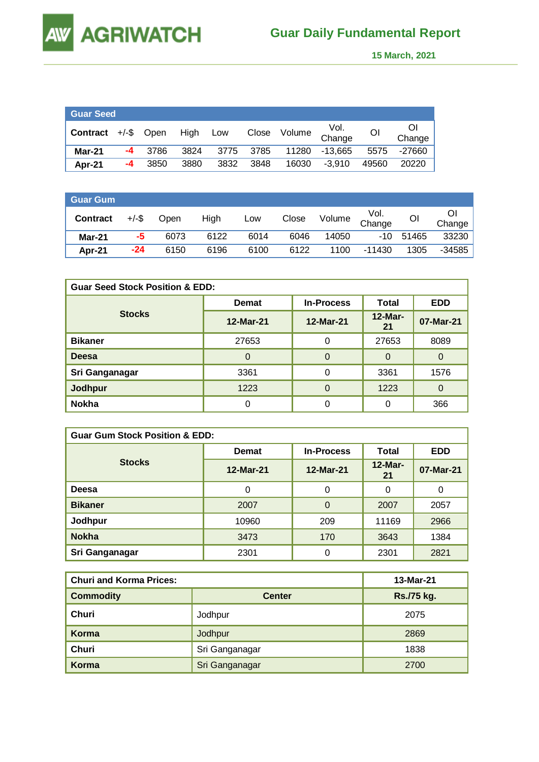## Guar Daily Fundamental Report

15 March, 2021

| Guar Seed | | | | | | | | | |
|---|---|---|---|---|---|---|---|---|---|
| Contract | +/-$ | Open | High | Low | Close | Volume | Vol. Change | OI | OI Change |
| Mar-21 | -4 | 3786 | 3824 | 3775 | 3785 | 11280 | -13,665 | 5575 | -27660 |
| Apr-21 | -4 | 3850 | 3880 | 3832 | 3848 | 16030 | -3,910 | 49560 | 20220 |

| Guar Gum | | | | | | | | | |
|---|---|---|---|---|---|---|---|---|---|
| Contract | +/-$ | Open | High | Low | Close | Volume | Vol. Change | OI | OI Change |
| Mar-21 | -5 | 6073 | 6122 | 6014 | 6046 | 14050 | -10 | 51465 | 33230 |
| Apr-21 | -24 | 6150 | 6196 | 6100 | 6122 | 1100 | -11430 | 1305 | -34585 |

| Guar Seed Stock Position & EDD: | | | | |
|---|---|---|---|---|
| Stocks | Demat | In-Process | Total | EDD |
| | 12-Mar-21 | 12-Mar-21 | 12-Mar-21 | 07-Mar-21 |
| Bikaner | 27653 | 0 | 27653 | 8089 |
| Deesa | 0 | 0 | 0 | 0 |
| Sri Ganganagar | 3361 | 0 | 3361 | 1576 |
| Jodhpur | 1223 | 0 | 1223 | 0 |
| Nokha | 0 | 0 | 0 | 366 |

| Guar Gum Stock Position & EDD: | | | | |
|---|---|---|---|---|
| Stocks | Demat | In-Process | Total | EDD |
| | 12-Mar-21 | 12-Mar-21 | 12-Mar-21 | 07-Mar-21 |
| Deesa | 0 | 0 | 0 | 0 |
| Bikaner | 2007 | 0 | 2007 | 2057 |
| Jodhpur | 10960 | 209 | 11169 | 2966 |
| Nokha | 3473 | 170 | 3643 | 1384 |
| Sri Ganganagar | 2301 | 0 | 2301 | 2821 |

| Churi and Korma Prices: | | 13-Mar-21 |
|---|---|---|
| Commodity | Center | Rs./75 kg. |
| Churi | Jodhpur | 2075 |
| Korma | Jodhpur | 2869 |
| Churi | Sri Ganganagar | 1838 |
| Korma | Sri Ganganagar | 2700 |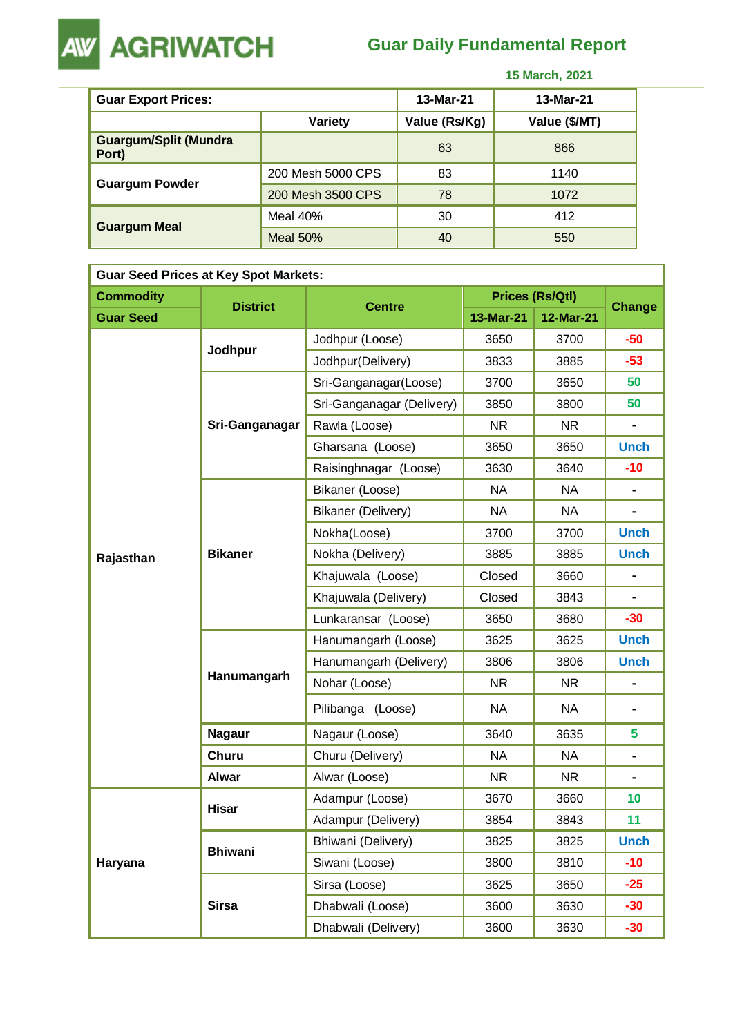# Guar Daily Fundamental Report

15 March, 2021

| Guar Export Prices: | | 13-Mar-21 | 13-Mar-21 |
|---|---|---|---|
| | Variety | Value (Rs/Kg) | Value ($/MT) |
| Guargum/Split (Mundra Port) | | 63 | 866 |
| Guargum Powder | 200 Mesh 5000 CPS | 83 | 1140 |
| | 200 Mesh 3500 CPS | 78 | 1072 |
| Guargum Meal | Meal 40% | 30 | 412 |
| | Meal 50% | 40 | 550 |

| Guar Seed Prices at Key Spot Markets: | | | | | |
|---|---|---|---|---|---|
| Commodity | District | Centre | Prices (Rs/Qtl) | | Change |
| Guar Seed | | | 13-Mar-21 | 12-Mar-21 | |
| Rajasthan | Jodhpur | Jodhpur (Loose) | 3650 | 3700 | -50 |
| | | Jodhpur(Delivery) | 3833 | 3885 | -53 |
| | Sri-Ganganagar | Sri-Ganganagar(Loose) | 3700 | 3650 | 50 |
| | | Sri-Ganganagar (Delivery) | 3850 | 3800 | 50 |
| | | Rawla (Loose) | NR | NR | - |
| | | Gharsana (Loose) | 3650 | 3650 | Unch |
| | | Raisinghnagar (Loose) | 3630 | 3640 | -10 |
| | Bikaner | Bikaner (Loose) | NA | NA | - |
| | | Bikaner (Delivery) | NA | NA | - |
| | | Nokha(Loose) | 3700 | 3700 | Unch |
| | | Nokha (Delivery) | 3885 | 3885 | Unch |
| | | Khajuwala (Loose) | Closed | 3660 | - |
| | | Khajuwala (Delivery) | Closed | 3843 | - |
| | | Lunkaransar (Loose) | 3650 | 3680 | -30 |
| | Hanumangarh | Hanumangarh (Loose) | 3625 | 3625 | Unch |
| | | Hanumangarh (Delivery) | 3806 | 3806 | Unch |
| | | Nohar (Loose) | NR | NR | - |
| | | Pilibanga (Loose) | NA | NA | - |
| | Nagaur | Nagaur (Loose) | 3640 | 3635 | 5 |
| | Churu | Churu (Delivery) | NA | NA | - |
| | Alwar | Alwar (Loose) | NR | NR | - |
| Haryana | Hisar | Adampur (Loose) | 3670 | 3660 | 10 |
| | | Adampur (Delivery) | 3854 | 3843 | 11 |
| | Bhiwani | Bhiwani (Delivery) | 3825 | 3825 | Unch |
| | | Siwani (Loose) | 3800 | 3810 | -10 |
| | Sirsa | Sirsa (Loose) | 3625 | 3650 | -25 |
| | | Dhabwali (Loose) | 3600 | 3630 | -30 |
| | | Dhabwali (Delivery) | 3600 | 3630 | -30 |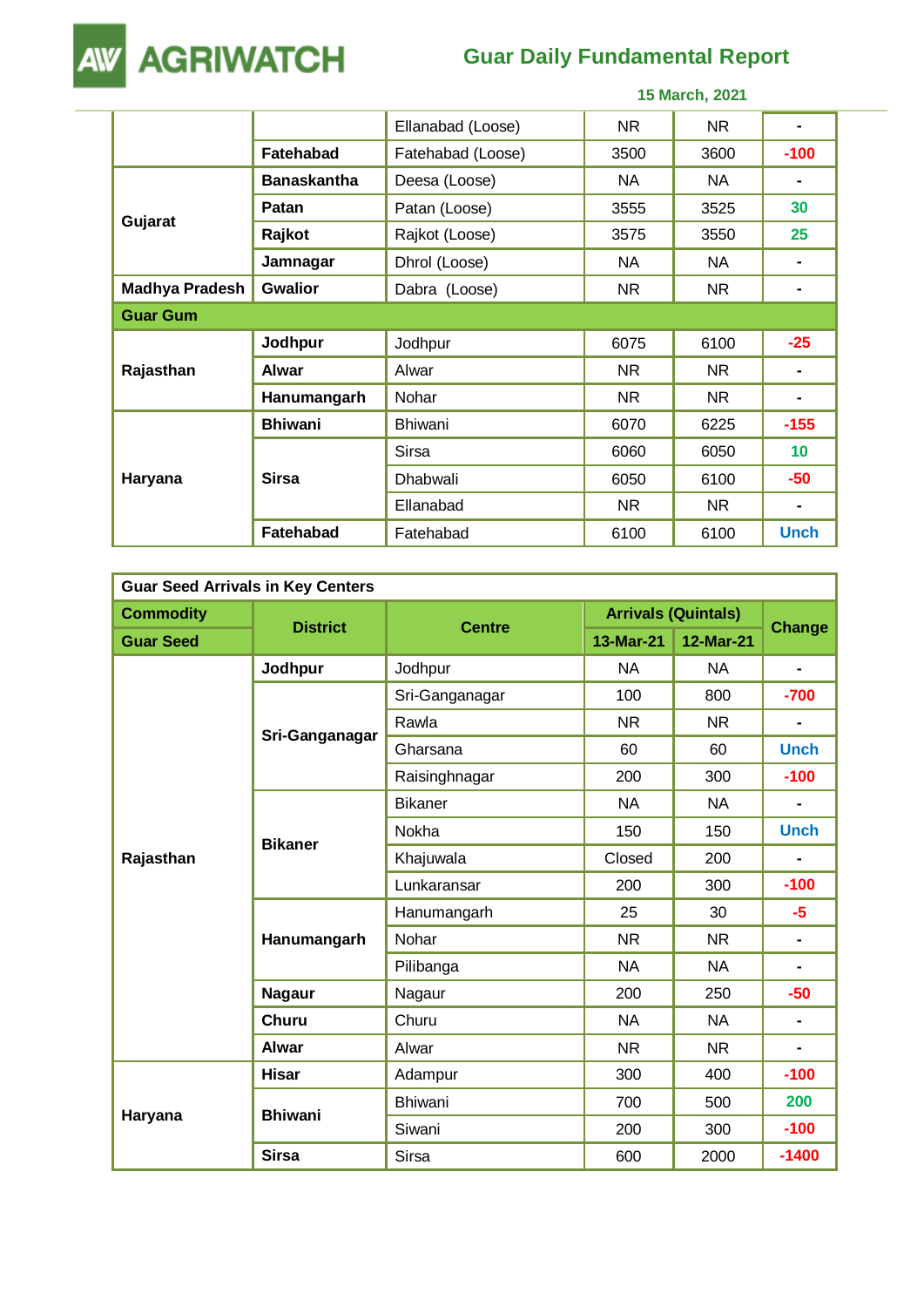| | | | | | |
|---|---|---|---|---|---|
| | | Ellanabad (Loose) | NR | NR | - |
| | Fatehabad | Fatehabad (Loose) | 3500 | 3600 | -100 |
| Gujarat | Banaskantha | Deesa (Loose) | NA | NA | - |
| | Patan | Patan (Loose) | 3555 | 3525 | 30 |
| | Rajkot | Rajkot (Loose) | 3575 | 3550 | 25 |
| | Jamnagar | Dhrol (Loose) | NA | NA | - |
| Madhya Pradesh | Gwalior | Dabra (Loose) | NR | NR | - |
| **Guar Gum** | | | | | |
| Rajasthan | Jodhpur | Jodhpur | 6075 | 6100 | -25 |
| | Alwar | Alwar | NR | NR | - |
| | Hanumangarh | Nohar | NR | NR | - |
| Haryana | Bhiwani | Bhiwani | 6070 | 6225 | -155 |
| | Sirsa | Sirsa | 6060 | 6050 | 10 |
| | | Dhabwali | 6050 | 6100 | -50 |
| | | Ellanabad | NR | NR | - |
| | Fatehabad | Fatehabad | 6100 | 6100 | Unch |

**Guar Seed Arrivals in Key Centers**

| Commodity | District | Centre | Arrivals (Quintals) | | Change |
|---|---|---|---|---|---|
| Guar Seed | | | 13-Mar-21 | 12-Mar-21 | |
| Rajasthan | Jodhpur | Jodhpur | NA | NA | - |
| | Sri-Ganganagar | Sri-Ganganagar | 100 | 800 | -700 |
| | | Rawla | NR | NR | - |
| | | Gharsana | 60 | 60 | Unch |
| | | Raisinghnagar | 200 | 300 | -100 |
| | Bikaner | Bikaner | NA | NA | - |
| | | Nokha | 150 | 150 | Unch |
| | | Khajuwala | Closed | 200 | - |
| | | Lunkaransar | 200 | 300 | -100 |
| | Hanumangarh | Hanumangarh | 25 | 30 | -5 |
| | | Nohar | NR | NR | - |
| | | Pilibanga | NA | NA | - |
| | Nagaur | Nagaur | 200 | 250 | -50 |
| | Churu | Churu | NA | NA | - |
| | Alwar | Alwar | NR | NR | - |
| Haryana | Hisar | Adampur | 300 | 400 | -100 |
| | Bhiwani | Bhiwani | 700 | 500 | 200 |
| | | Siwani | 200 | 300 | -100 |
| | Sirsa | Sirsa | 600 | 2000 | -1400 |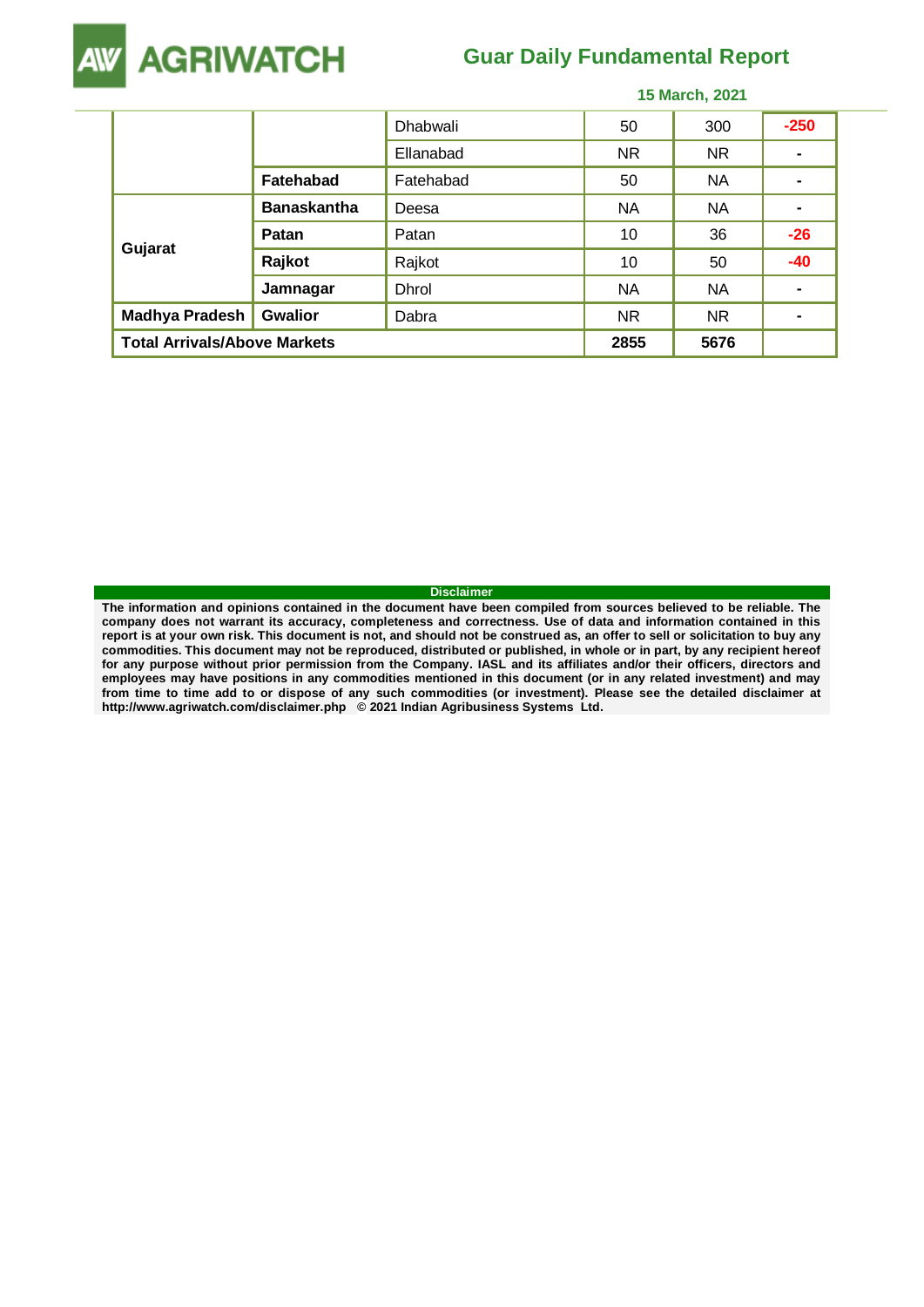| | | | | | |
|---|---|---|---|---|---|
| | | Dhabwali | 50 | 300 | -250 |
| | | Ellanabad | NR | NR | - |
| | Fatehabad | Fatehabad | 50 | NA | - |
| Gujarat | Banaskantha | Deesa | NA | NA | - |
| | Patan | Patan | 10 | 36 | -26 |
| | Rajkot | Rajkot | 10 | 50 | -40 |
| | Jamnagar | Dhrol | NA | NA | - |
| Madhya Pradesh | Gwalior | Dabra | NR | NR | - |
| **Total Arrivals/Above Markets** | | | **2855** | **5676** | |

**Disclaimer**

**The information and opinions contained in the document have been compiled from sources believed to be reliable. The company does not warrant its accuracy, completeness and correctness. Use of data and information contained in this report is at your own risk. This document is not, and should not be construed as, an offer to sell or solicitation to buy any commodities. This document may not be reproduced, distributed or published, in whole or in part, by any recipient hereof for any purpose without prior permission from the Company. IASL and its affiliates and/or their officers, directors and employees may have positions in any commodities mentioned in this document (or in any related investment) and may from time to time add to or dispose of any such commodities (or investment). Please see the detailed disclaimer at http://www.agriwatch.com/disclaimer.php © 2021 Indian Agribusiness Systems Ltd.**